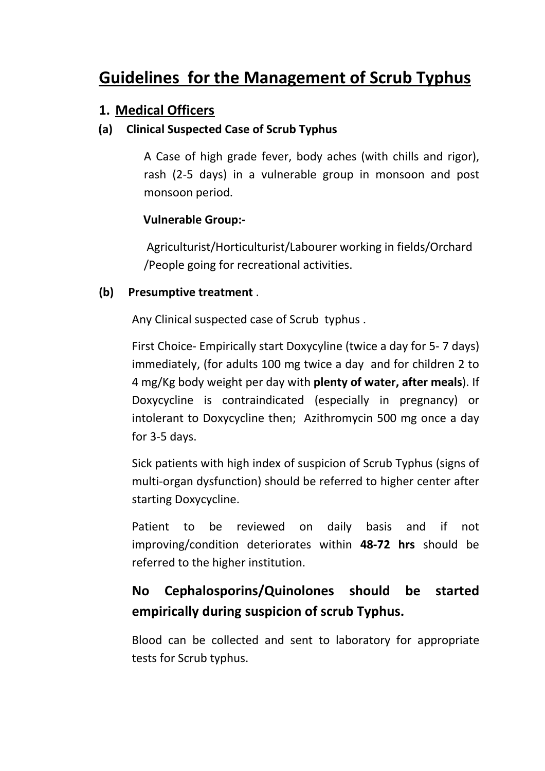# Guidelines for the Management of Scrub Typhus

## 1. Medical Officers

### (a) Clinical Suspected Case of Scrub Typhus

A Case of high grade fever, body aches (with chills and rigor), rash (2-5 days) in a vulnerable group in monsoon and post monsoon period.

**Vulnerable Group:-**

Agriculturist/Horticulturist/Labourer working in fields/Orchard /People going for recreational activities.

### (b) Presumptive treatment .

Any Clinical suspected case of Scrub typhus .

First Choice- Empirically start Doxycyline (twice a day for 5- 7 days) immediately, (for adults 100 mg twice a day and for children 2 to 4 mg/Kg body weight per day with **plenty of water, after meals**). If Doxycycline is contraindicated (especially in pregnancy) or intolerant to Doxycycline then; Azithromycin 500 mg once a day for 3-5 days.

Sick patients with high index of suspicion of Scrub Typhus (signs of multi-organ dysfunction) should be referred to higher center after starting Doxycycline.

Patient to be reviewed on daily basis and if not improving/condition deteriorates within **48-72 hrs** should be referred to the higher institution.

**No Cephalosporins/Quinolones should be started empirically during suspicion of scrub Typhus.**

Blood can be collected and sent to laboratory for appropriate tests for Scrub typhus.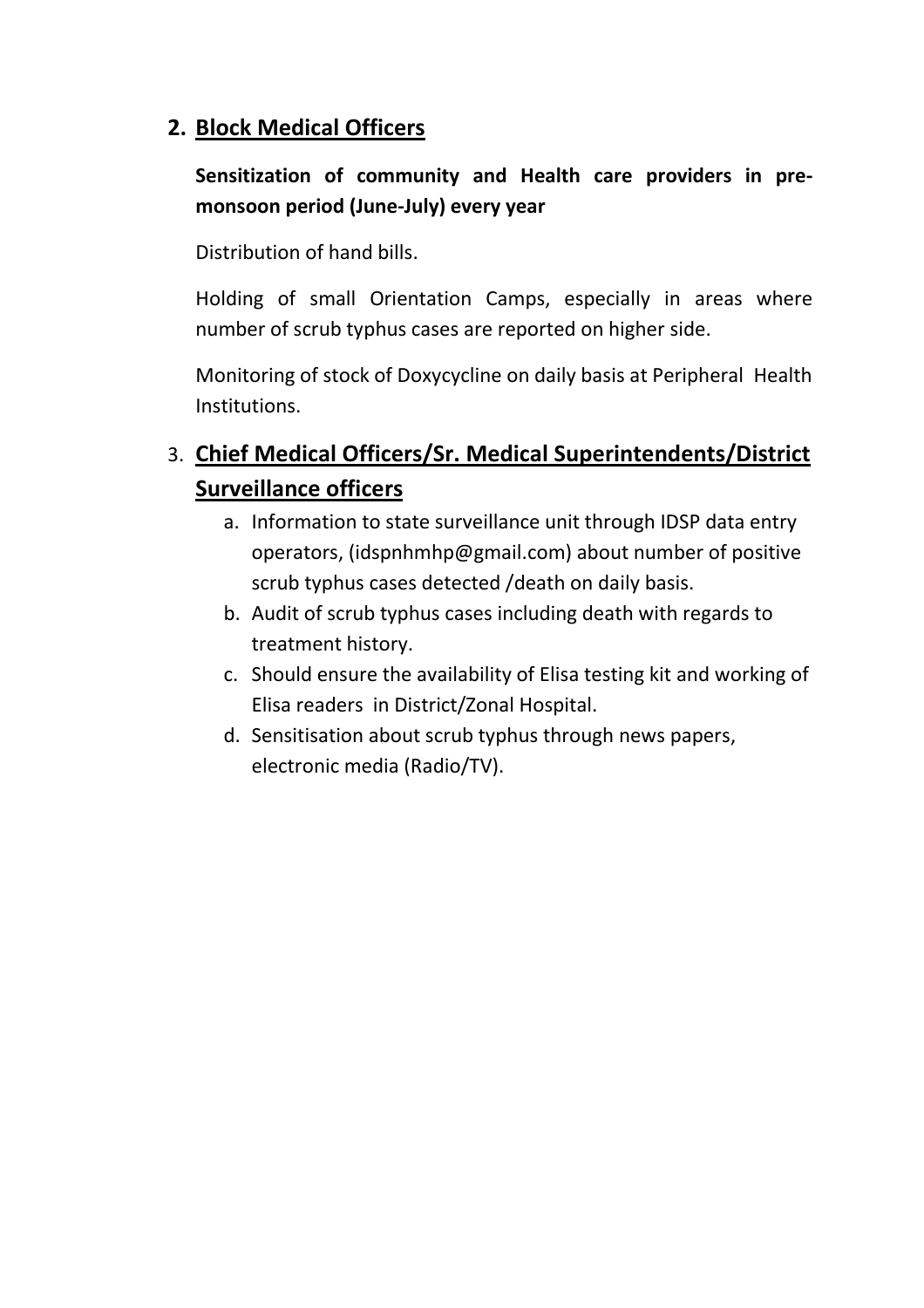## 2. Block Medical Officers

**Sensitization of community and Health care providers in pre-monsoon period (June-July) every year**

Distribution of hand bills.

Holding of small Orientation Camps, especially in areas where number of scrub typhus cases are reported on higher side.

Monitoring of stock of Doxycycline on daily basis at Peripheral Health Institutions.

## 3. Chief Medical Officers/Sr. Medical Superintendents/District Surveillance officers

a. Information to state surveillance unit through IDSP data entry operators, (idspnhmhp@gmail.com) about number of positive scrub typhus cases detected /death on daily basis.
b. Audit of scrub typhus cases including death with regards to treatment history.
c. Should ensure the availability of Elisa testing kit and working of Elisa readers in District/Zonal Hospital.
d. Sensitisation about scrub typhus through news papers, electronic media (Radio/TV).